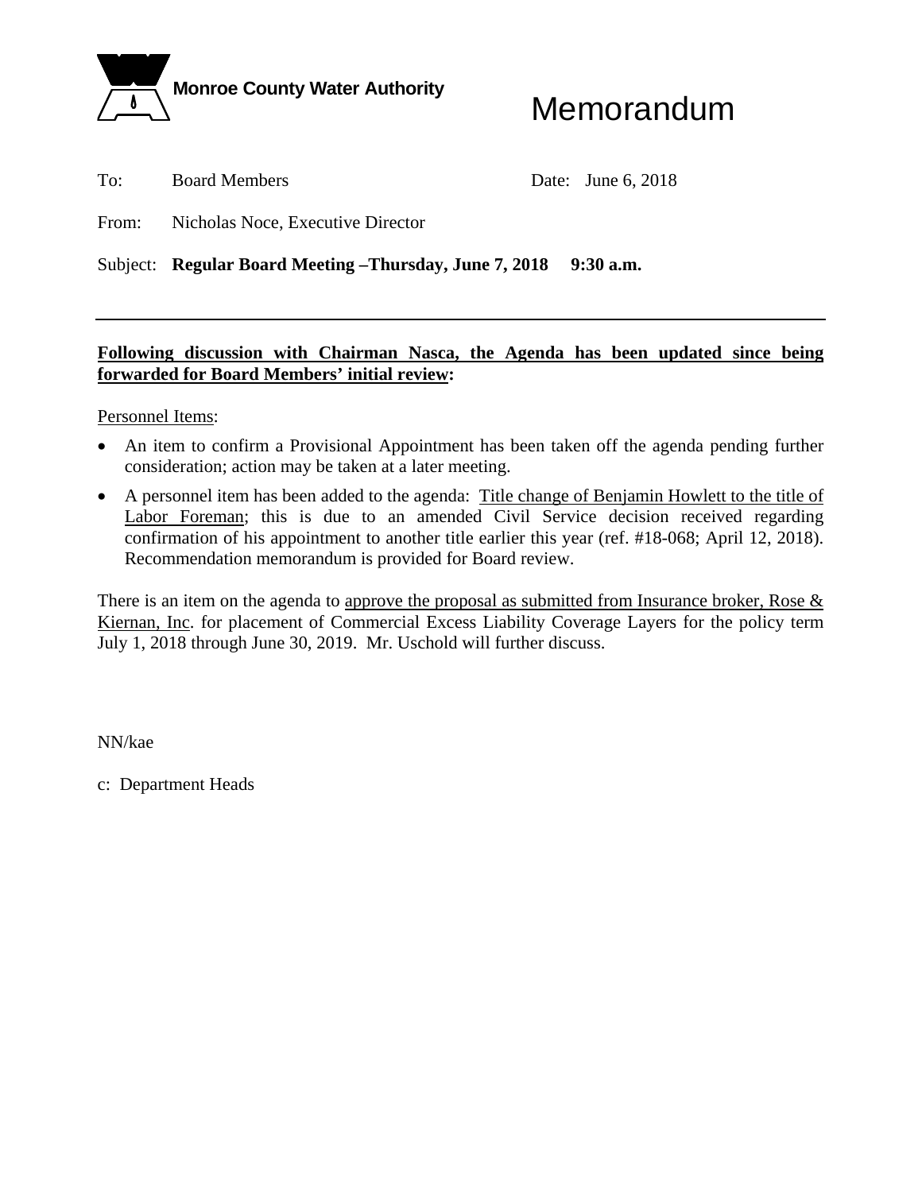**Monroe County Water Authority**

# Memorandum

To: Board Members  Date: June 6, 2018

From: Nicholas Noce, Executive Director

Subject: **Regular Board Meeting –Thursday, June 7, 2018 9:30 a.m.**

---

**Following discussion with Chairman Nasca, the Agenda has been updated since being forwarded for Board Members' initial review:**

Personnel Items:

- An item to confirm a Provisional Appointment has been taken off the agenda pending further consideration; action may be taken at a later meeting.
- A personnel item has been added to the agenda: Title change of Benjamin Howlett to the title of Labor Foreman; this is due to an amended Civil Service decision received regarding confirmation of his appointment to another title earlier this year (ref. #18-068; April 12, 2018). Recommendation memorandum is provided for Board review.

There is an item on the agenda to approve the proposal as submitted from Insurance broker, Rose & Kiernan, Inc. for placement of Commercial Excess Liability Coverage Layers for the policy term July 1, 2018 through June 30, 2019. Mr. Uschold will further discuss.

NN/kae

c: Department Heads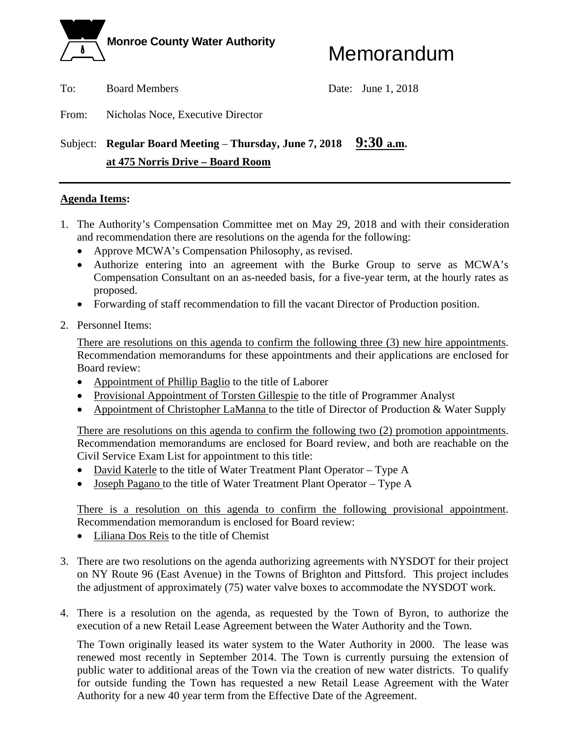Monroe County Water Authority

# Memorandum

To: Board Members

Date: June 1, 2018

From: Nicholas Noce, Executive Director

Subject: **Regular Board Meeting** – **Thursday, June 7, 2018** **9:30 a.m.**
**at 475 Norris Drive – Board Room**

---

**Agenda Items:**

1. The Authority's Compensation Committee met on May 29, 2018 and with their consideration and recommendation there are resolutions on the agenda for the following:
   - Approve MCWA's Compensation Philosophy, as revised.
   - Authorize entering into an agreement with the Burke Group to serve as MCWA's Compensation Consultant on an as-needed basis, for a five-year term, at the hourly rates as proposed.
   - Forwarding of staff recommendation to fill the vacant Director of Production position.

2. Personnel Items:

   There are resolutions on this agenda to confirm the following three (3) new hire appointments. Recommendation memorandums for these appointments and their applications are enclosed for Board review:
   - Appointment of Phillip Baglio to the title of Laborer
   - Provisional Appointment of Torsten Gillespie to the title of Programmer Analyst
   - Appointment of Christopher LaManna to the title of Director of Production & Water Supply

   There are resolutions on this agenda to confirm the following two (2) promotion appointments. Recommendation memorandums are enclosed for Board review, and both are reachable on the Civil Service Exam List for appointment to this title:
   - David Katerle to the title of Water Treatment Plant Operator – Type A
   - Joseph Pagano to the title of Water Treatment Plant Operator – Type A

   There is a resolution on this agenda to confirm the following provisional appointment. Recommendation memorandum is enclosed for Board review:
   - Liliana Dos Reis to the title of Chemist

3. There are two resolutions on the agenda authorizing agreements with NYSDOT for their project on NY Route 96 (East Avenue) in the Towns of Brighton and Pittsford. This project includes the adjustment of approximately (75) water valve boxes to accommodate the NYSDOT work.

4. There is a resolution on the agenda, as requested by the Town of Byron, to authorize the execution of a new Retail Lease Agreement between the Water Authority and the Town.

   The Town originally leased its water system to the Water Authority in 2000. The lease was renewed most recently in September 2014. The Town is currently pursuing the extension of public water to additional areas of the Town via the creation of new water districts. To qualify for outside funding the Town has requested a new Retail Lease Agreement with the Water Authority for a new 40 year term from the Effective Date of the Agreement.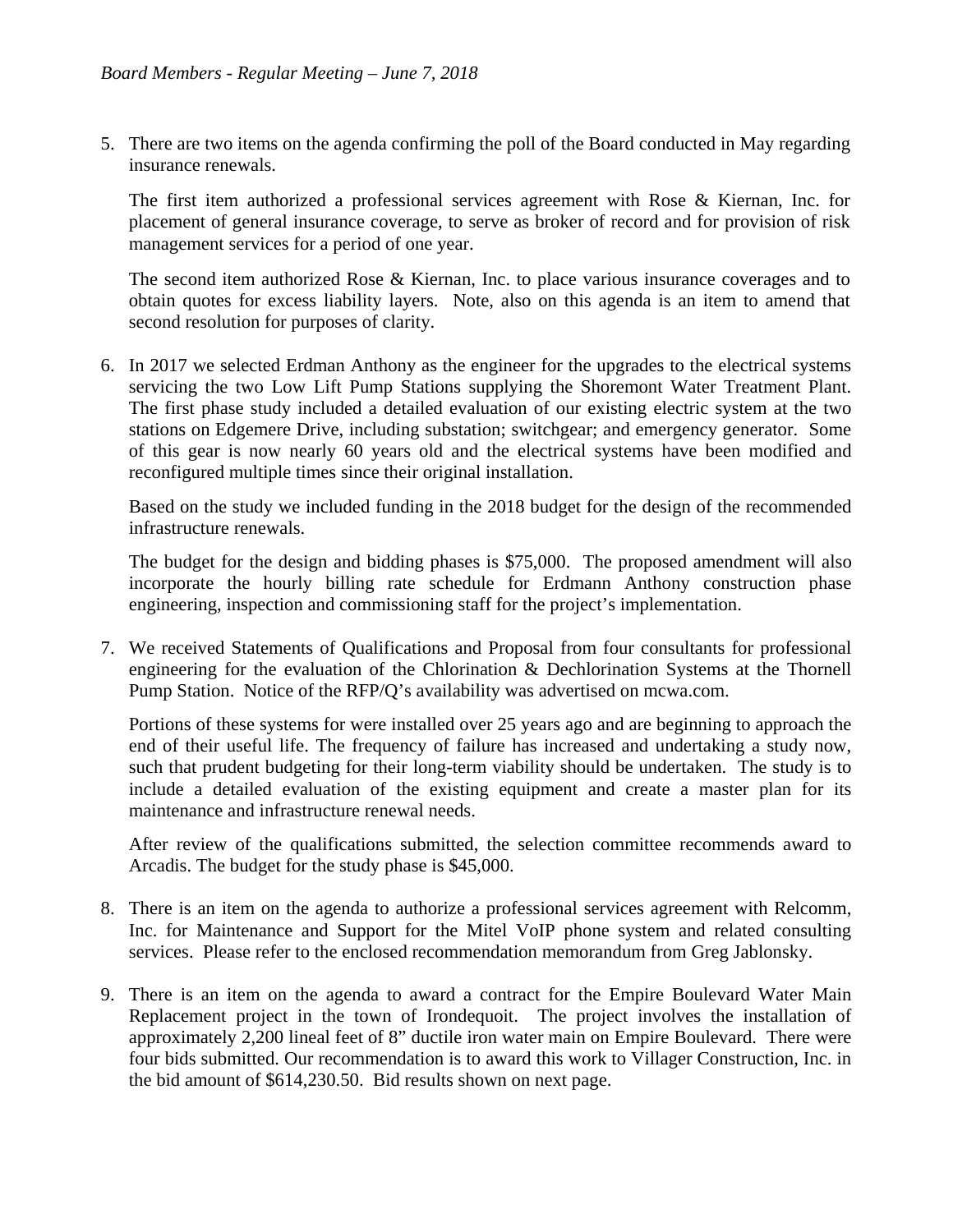5. There are two items on the agenda confirming the poll of the Board conducted in May regarding insurance renewals.

   The first item authorized a professional services agreement with Rose & Kiernan, Inc. for placement of general insurance coverage, to serve as broker of record and for provision of risk management services for a period of one year.

   The second item authorized Rose & Kiernan, Inc. to place various insurance coverages and to obtain quotes for excess liability layers. Note, also on this agenda is an item to amend that second resolution for purposes of clarity.

6. In 2017 we selected Erdman Anthony as the engineer for the upgrades to the electrical systems servicing the two Low Lift Pump Stations supplying the Shoremont Water Treatment Plant. The first phase study included a detailed evaluation of our existing electric system at the two stations on Edgemere Drive, including substation; switchgear; and emergency generator. Some of this gear is now nearly 60 years old and the electrical systems have been modified and reconfigured multiple times since their original installation.

   Based on the study we included funding in the 2018 budget for the design of the recommended infrastructure renewals.

   The budget for the design and bidding phases is $75,000. The proposed amendment will also incorporate the hourly billing rate schedule for Erdmann Anthony construction phase engineering, inspection and commissioning staff for the project's implementation.

7. We received Statements of Qualifications and Proposal from four consultants for professional engineering for the evaluation of the Chlorination & Dechlorination Systems at the Thornell Pump Station. Notice of the RFP/Q's availability was advertised on mcwa.com.

   Portions of these systems for were installed over 25 years ago and are beginning to approach the end of their useful life. The frequency of failure has increased and undertaking a study now, such that prudent budgeting for their long-term viability should be undertaken. The study is to include a detailed evaluation of the existing equipment and create a master plan for its maintenance and infrastructure renewal needs.

   After review of the qualifications submitted, the selection committee recommends award to Arcadis. The budget for the study phase is $45,000.

8. There is an item on the agenda to authorize a professional services agreement with Relcomm, Inc. for Maintenance and Support for the Mitel VoIP phone system and related consulting services. Please refer to the enclosed recommendation memorandum from Greg Jablonsky.

9. There is an item on the agenda to award a contract for the Empire Boulevard Water Main Replacement project in the town of Irondequoit. The project involves the installation of approximately 2,200 lineal feet of 8" ductile iron water main on Empire Boulevard. There were four bids submitted. Our recommendation is to award this work to Villager Construction, Inc. in the bid amount of $614,230.50. Bid results shown on next page.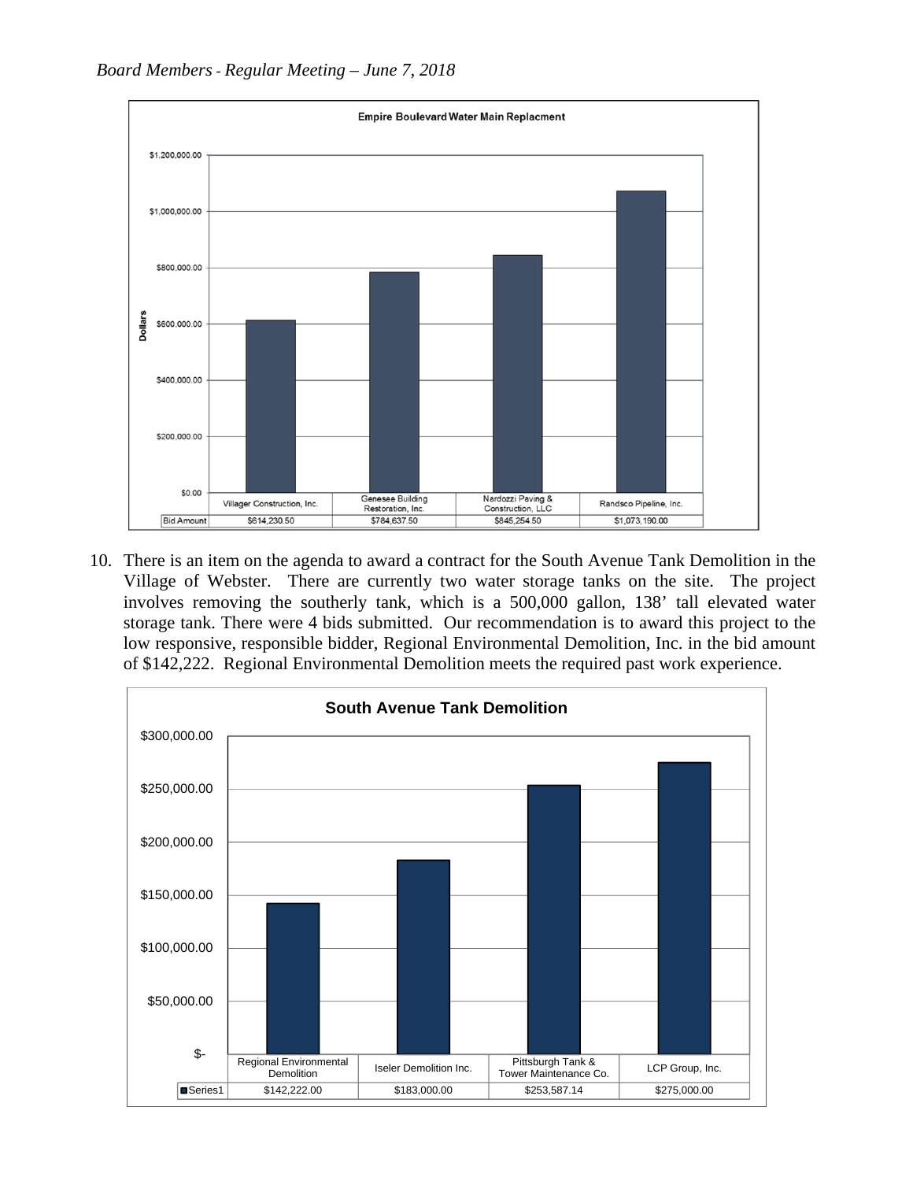**Empire Boulevard Water Main Replacment**

| | Villager Construction, Inc. | Genesee Building Restoration, Inc. | Nardozzi Paving & Construction, LLC | Randsco Pipeline, Inc. |
|---|---|---|---|---|
| Bid Amount | $614,230.50 | $784,637.50 | $845,254.50 | $1,073,190.00 |

10. There is an item on the agenda to award a contract for the South Avenue Tank Demolition in the Village of Webster. There are currently two water storage tanks on the site. The project involves removing the southerly tank, which is a 500,000 gallon, 138' tall elevated water storage tank. There were 4 bids submitted. Our recommendation is to award this project to the low responsive, responsible bidder, Regional Environmental Demolition, Inc. in the bid amount of $142,222. Regional Environmental Demolition meets the required past work experience.

**South Avenue Tank Demolition**

| | Regional Environmental Demolition | Iseler Demolition Inc. | Pittsburgh Tank & Tower Maintenance Co. | LCP Group, Inc. |
|---|---|---|---|---|
| Series1 | $142,222.00 | $183,000.00 | $253,587.14 | $275,000.00 |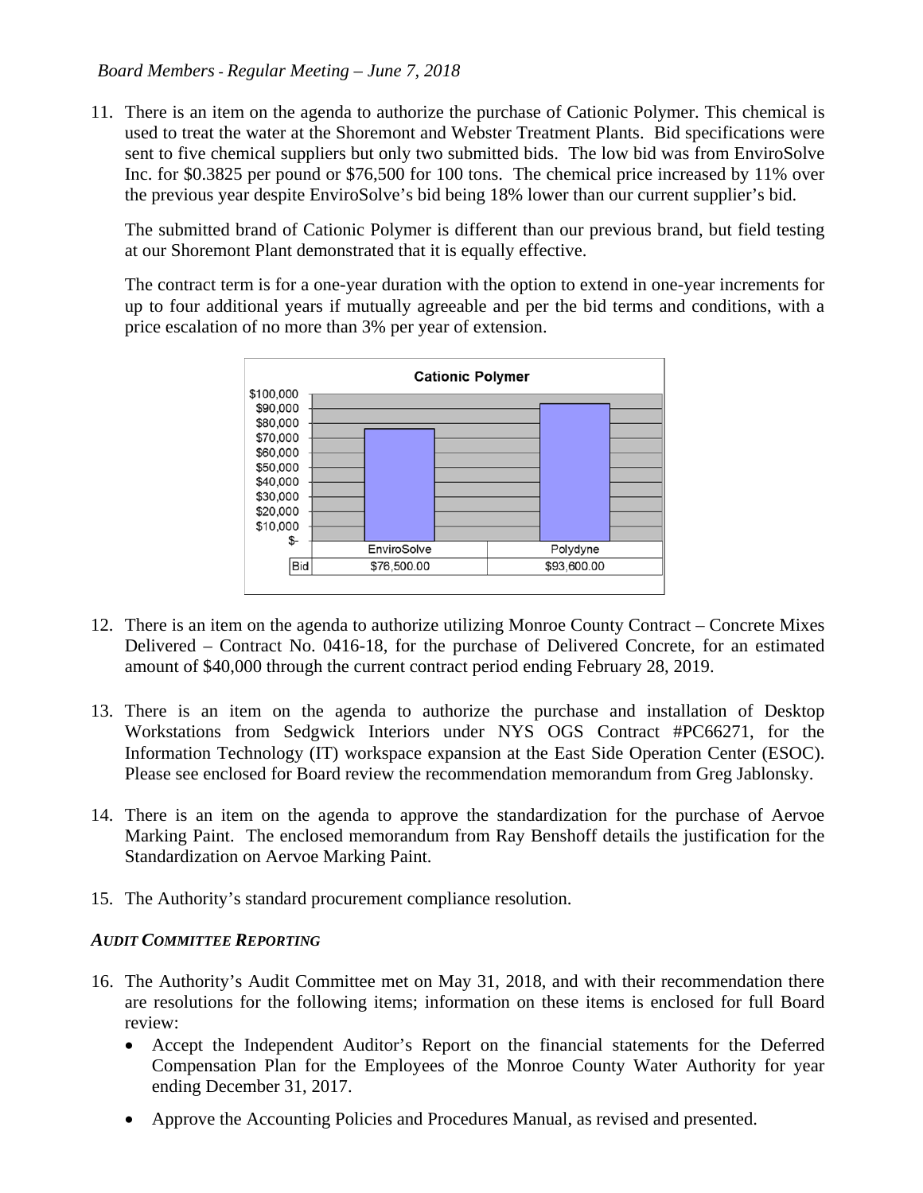11. There is an item on the agenda to authorize the purchase of Cationic Polymer. This chemical is used to treat the water at the Shoremont and Webster Treatment Plants. Bid specifications were sent to five chemical suppliers but only two submitted bids. The low bid was from EnviroSolve Inc. for $0.3825 per pound or $76,500 for 100 tons. The chemical price increased by 11% over the previous year despite EnviroSolve's bid being 18% lower than our current supplier's bid.

    The submitted brand of Cationic Polymer is different than our previous brand, but field testing at our Shoremont Plant demonstrated that it is equally effective.

    The contract term is for a one-year duration with the option to extend in one-year increments for up to four additional years if mutually agreeable and per the bid terms and conditions, with a price escalation of no more than 3% per year of extension.

    **Cationic Polymer**

    | | EnviroSolve | Polydyne |
    |---|---|---|
    | Bid | $76,500.00 | $93,600.00 |

12. There is an item on the agenda to authorize utilizing Monroe County Contract – Concrete Mixes Delivered – Contract No. 0416-18, for the purchase of Delivered Concrete, for an estimated amount of $40,000 through the current contract period ending February 28, 2019.

13. There is an item on the agenda to authorize the purchase and installation of Desktop Workstations from Sedgwick Interiors under NYS OGS Contract #PC66271, for the Information Technology (IT) workspace expansion at the East Side Operation Center (ESOC). Please see enclosed for Board review the recommendation memorandum from Greg Jablonsky.

14. There is an item on the agenda to approve the standardization for the purchase of Aervoe Marking Paint. The enclosed memorandum from Ray Benshoff details the justification for the Standardization on Aervoe Marking Paint.

15. The Authority's standard procurement compliance resolution.

***AUDIT COMMITTEE REPORTING***

16. The Authority's Audit Committee met on May 31, 2018, and with their recommendation there are resolutions for the following items; information on these items is enclosed for full Board review:
    - Accept the Independent Auditor's Report on the financial statements for the Deferred Compensation Plan for the Employees of the Monroe County Water Authority for year ending December 31, 2017.
    - Approve the Accounting Policies and Procedures Manual, as revised and presented.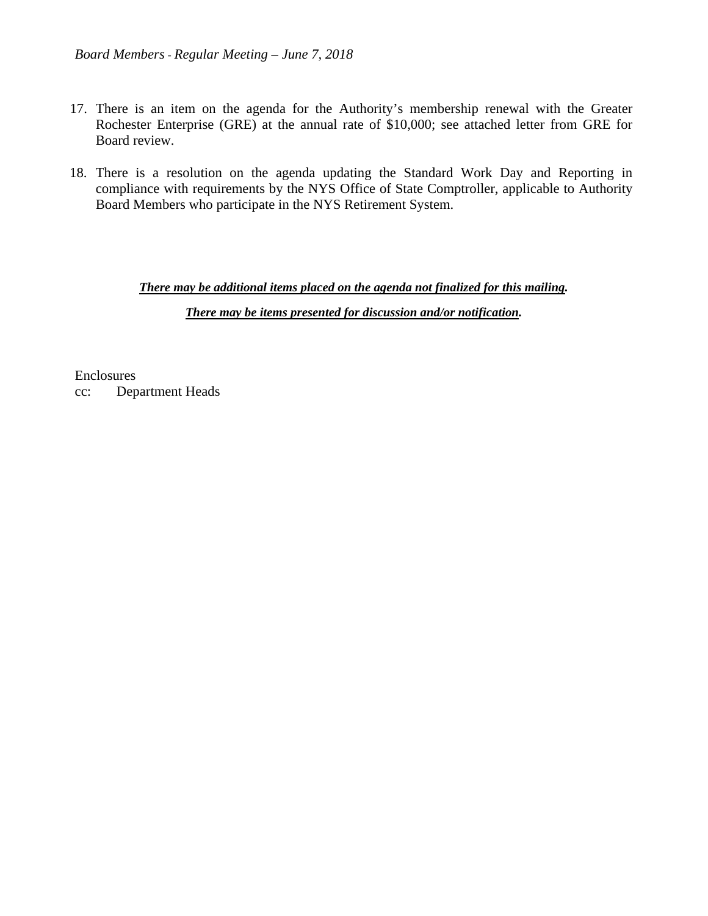17. There is an item on the agenda for the Authority's membership renewal with the Greater Rochester Enterprise (GRE) at the annual rate of $10,000; see attached letter from GRE for Board review.

18. There is a resolution on the agenda updating the Standard Work Day and Reporting in compliance with requirements by the NYS Office of State Comptroller, applicable to Authority Board Members who participate in the NYS Retirement System.

***There may be additional items placed on the agenda not finalized for this mailing.***

***There may be items presented for discussion and/or notification.***

Enclosures
cc: Department Heads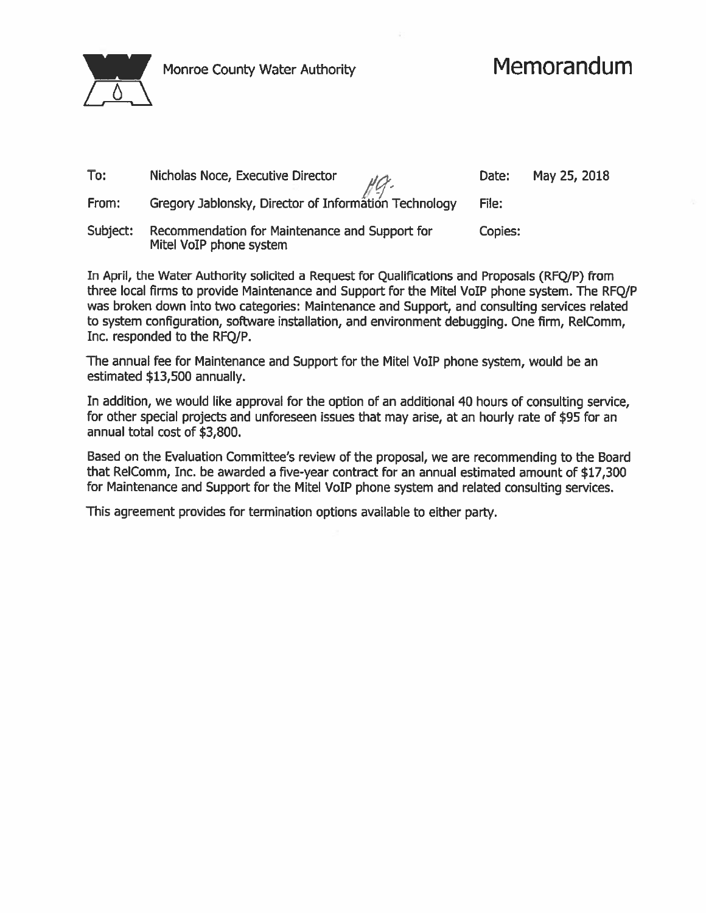Monroe County Water Authority

# Memorandum

| | | | |
|---|---|---|---|
| To: | Nicholas Noce, Executive Director | Date: | May 25, 2018 |
| From: | Gregory Jablonsky, Director of Information Technology | File: | |
| Subject: | Recommendation for Maintenance and Support for Mitel VoIP phone system | Copies: | |

In April, the Water Authority solicited a Request for Qualifications and Proposals (RFQ/P) from three local firms to provide Maintenance and Support for the Mitel VoIP phone system. The RFQ/P was broken down into two categories: Maintenance and Support, and consulting services related to system configuration, software installation, and environment debugging. One firm, RelComm, Inc. responded to the RFQ/P.

The annual fee for Maintenance and Support for the Mitel VoIP phone system, would be an estimated $13,500 annually.

In addition, we would like approval for the option of an additional 40 hours of consulting service, for other special projects and unforeseen issues that may arise, at an hourly rate of $95 for an annual total cost of $3,800.

Based on the Evaluation Committee's review of the proposal, we are recommending to the Board that RelComm, Inc. be awarded a five-year contract for an annual estimated amount of $17,300 for Maintenance and Support for the Mitel VoIP phone system and related consulting services.

This agreement provides for termination options available to either party.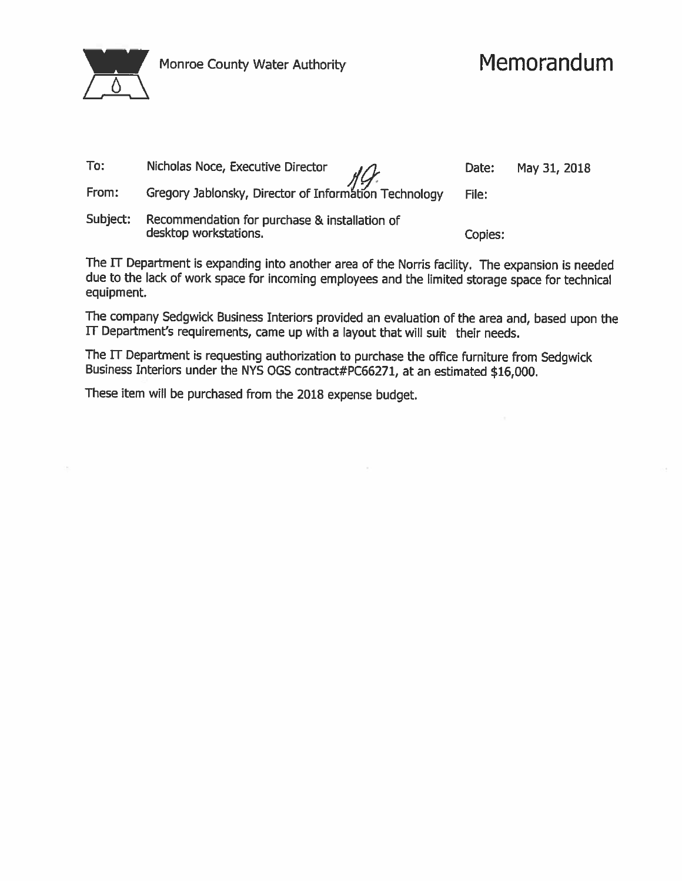Monroe County Water Authority

# Memorandum

| | | | |
|---|---|---|---|
| To: | Nicholas Noce, Executive Director | Date: | May 31, 2018 |
| From: | Gregory Jablonsky, Director of Information Technology | File: | |
| Subject: | Recommendation for purchase & installation of desktop workstations. | Copies: | |

The IT Department is expanding into another area of the Norris facility. The expansion is needed due to the lack of work space for incoming employees and the limited storage space for technical equipment.

The company Sedgwick Business Interiors provided an evaluation of the area and, based upon the IT Department's requirements, came up with a layout that will suit their needs.

The IT Department is requesting authorization to purchase the office furniture from Sedgwick Business Interiors under the NYS OGS contract#PC66271, at an estimated $16,000.

These item will be purchased from the 2018 expense budget.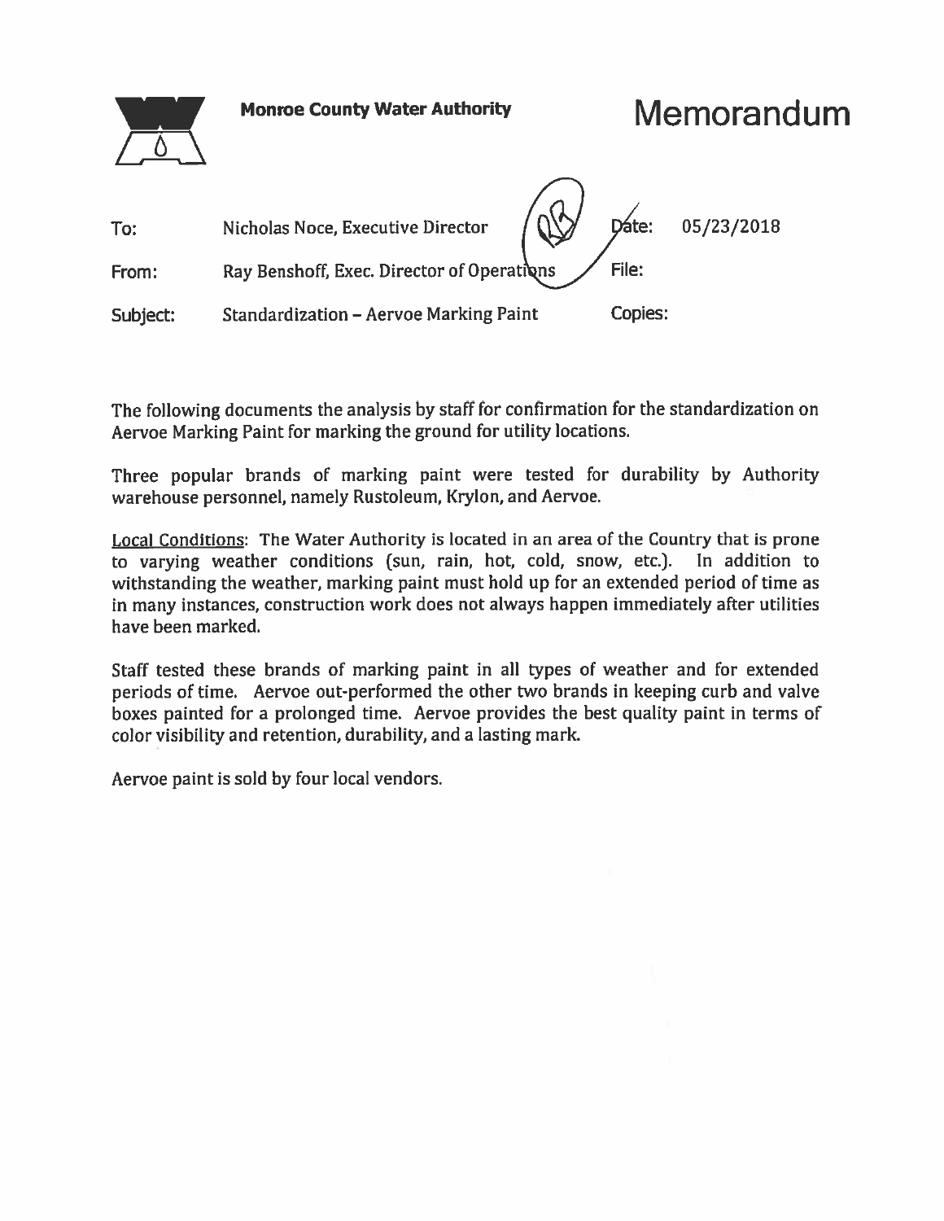**Monroe County Water Authority**

# Memorandum

| | | | |
|---|---|---|---|
| To: | Nicholas Noce, Executive Director | Date: | 05/23/2018 |
| From: | Ray Benshoff, Exec. Director of Operations | File: | |
| Subject: | Standardization – Aervoe Marking Paint | Copies: | |

The following documents the analysis by staff for confirmation for the standardization on Aervoe Marking Paint for marking the ground for utility locations.

Three popular brands of marking paint were tested for durability by Authority warehouse personnel, namely Rustoleum, Krylon, and Aervoe.

Local Conditions: The Water Authority is located in an area of the Country that is prone to varying weather conditions (sun, rain, hot, cold, snow, etc.). In addition to withstanding the weather, marking paint must hold up for an extended period of time as in many instances, construction work does not always happen immediately after utilities have been marked.

Staff tested these brands of marking paint in all types of weather and for extended periods of time. Aervoe out-performed the other two brands in keeping curb and valve boxes painted for a prolonged time. Aervoe provides the best quality paint in terms of color visibility and retention, durability, and a lasting mark.

Aervoe paint is sold by four local vendors.